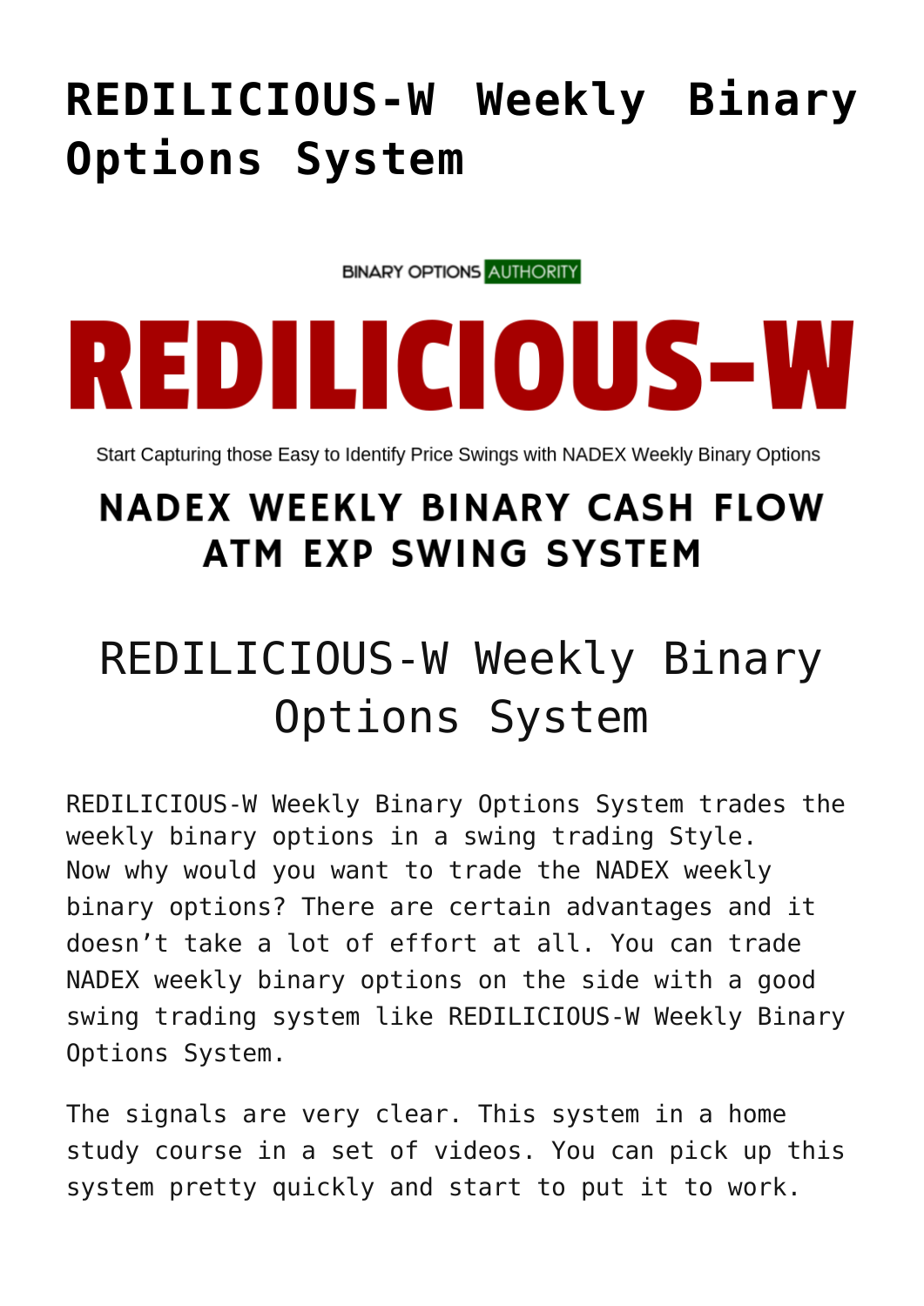# REDILICIOUS-W Weekly Binary Options System

BINARY OPTIONS AUTHORITY

REDILICIOUS-W

Start Capturing those Easy to Identify Price Swings with NADEX Weekly Binary Options

## NADEX WEEKLY BINARY CASH FLOW ATM EXP SWING SYSTEM

## REDILICIOUS-W Weekly Binary Options System

REDILICIOUS-W Weekly Binary Options System trades the weekly binary options in a swing trading Style. Now why would you want to trade the NADEX weekly binary options? There are certain advantages and it doesn't take a lot of effort at all. You can trade NADEX weekly binary options on the side with a good swing trading system like REDILICIOUS-W Weekly Binary Options System.

The signals are very clear. This system in a home study course in a set of videos. You can pick up this system pretty quickly and start to put it to work.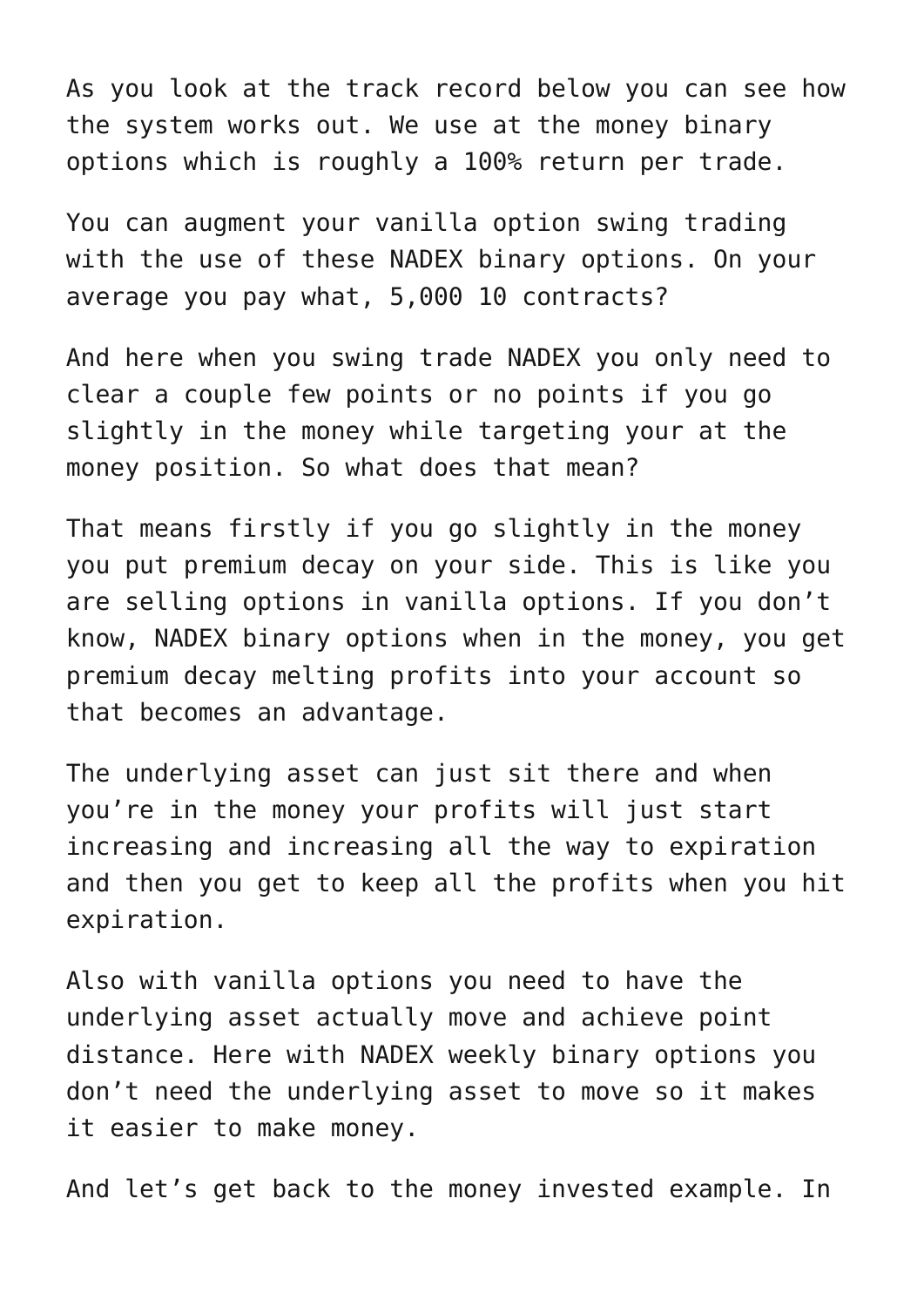As you look at the track record below you can see how the system works out. We use at the money binary options which is roughly a 100% return per trade.

You can augment your vanilla option swing trading with the use of these NADEX binary options. On your average you pay what, 5,000 10 contracts?

And here when you swing trade NADEX you only need to clear a couple few points or no points if you go slightly in the money while targeting your at the money position. So what does that mean?

That means firstly if you go slightly in the money you put premium decay on your side. This is like you are selling options in vanilla options. If you don't know, NADEX binary options when in the money, you get premium decay melting profits into your account so that becomes an advantage.

The underlying asset can just sit there and when you're in the money your profits will just start increasing and increasing all the way to expiration and then you get to keep all the profits when you hit expiration.

Also with vanilla options you need to have the underlying asset actually move and achieve point distance. Here with NADEX weekly binary options you don't need the underlying asset to move so it makes it easier to make money.

And let's get back to the money invested example. In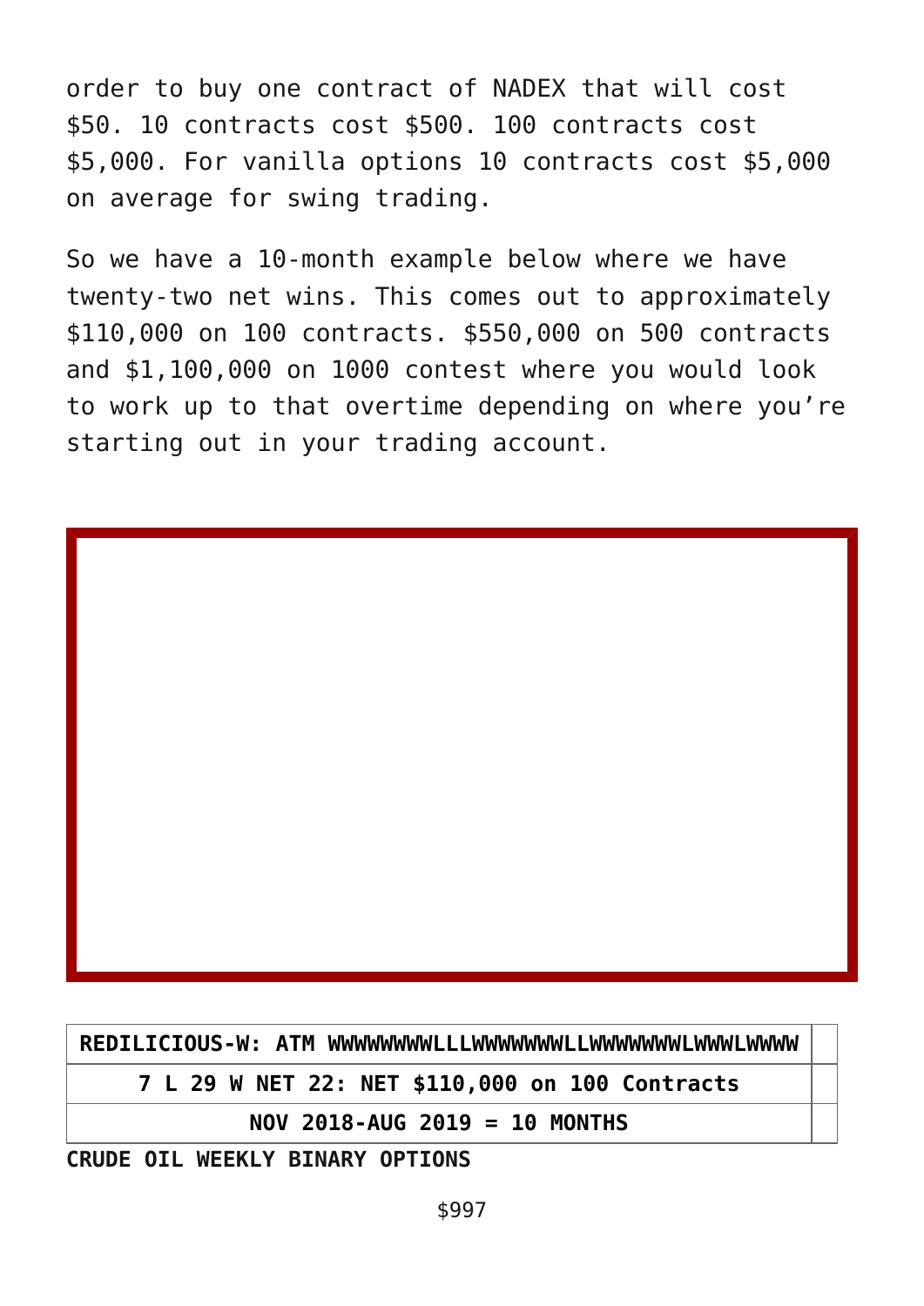order to buy one contract of NADEX that will cost $50. 10 contracts cost $500. 100 contracts cost $5,000. For vanilla options 10 contracts cost $5,000 on average for swing trading.

So we have a 10-month example below where we have twenty-two net wins. This comes out to approximately $110,000 on 100 contracts. $550,000 on 500 contracts and $1,100,000 on 1000 contest where you would look to work up to that overtime depending on where you're starting out in your trading account.

| **REDILICIOUS-W: ATM WWWWWWWWLLLWWWWWWWLLWWWWWWWLWWWLWWWW** | |
|---|---|
| **7 L 29 W NET 22: NET $110,000 on 100 Contracts** | |
| **NOV 2018-AUG 2019 = 10 MONTHS** | |

**CRUDE OIL WEEKLY BINARY OPTIONS**

$997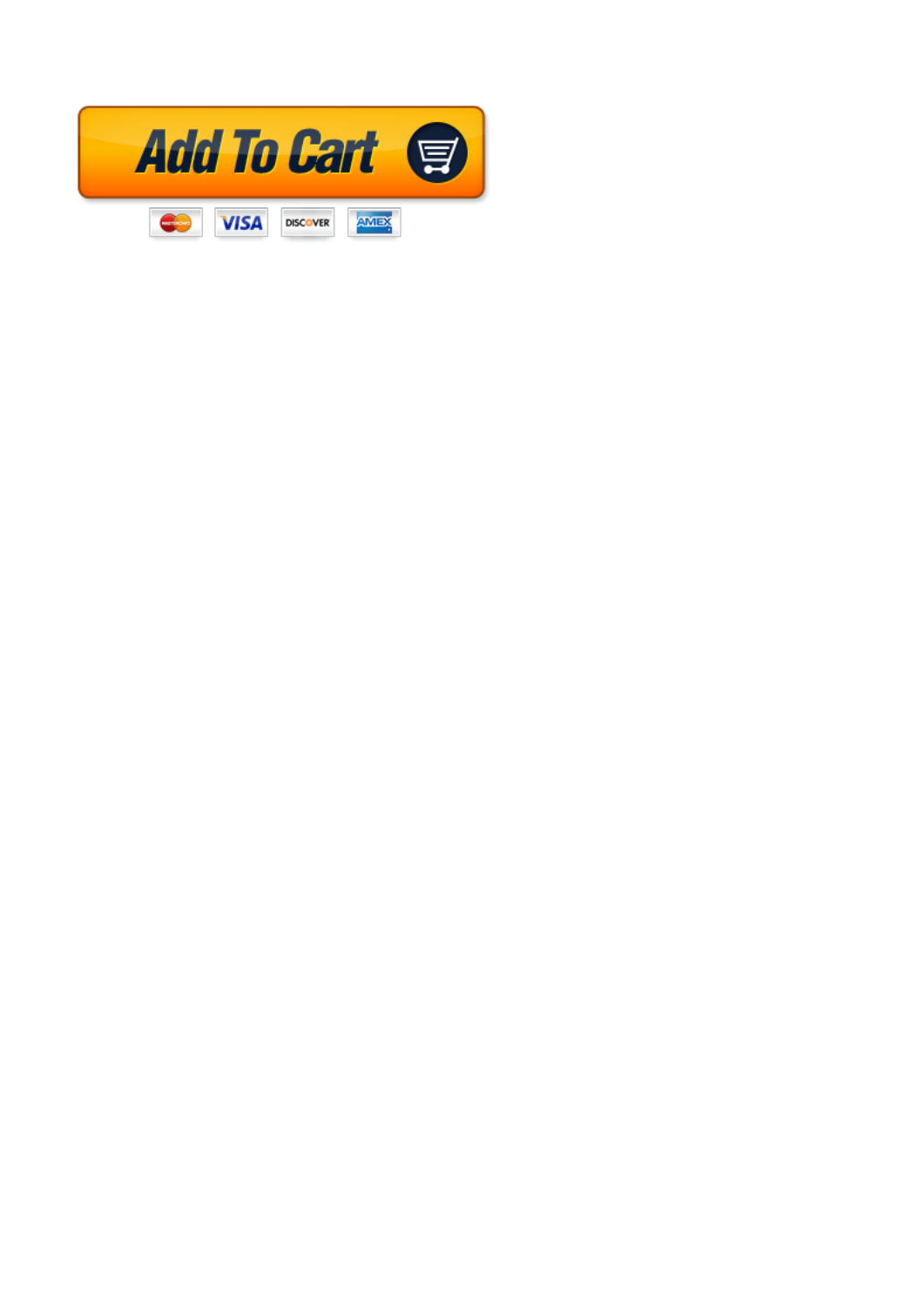Add To Cart

VISA DISCOVER AMEX